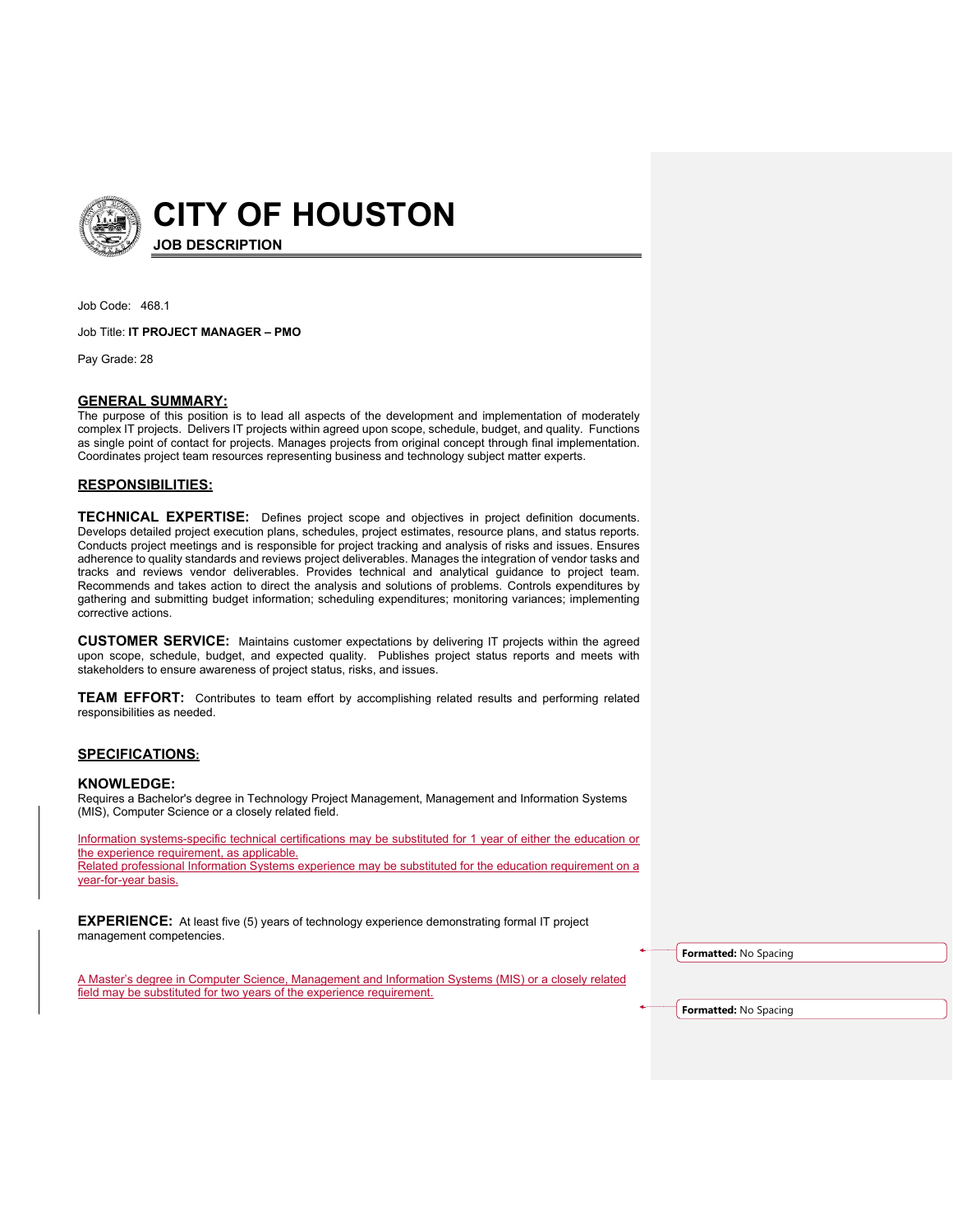# CITY OF HOUSTON

**JOB DESCRIPTION**

Job Code: 468.1

Job Title: **IT PROJECT MANAGER – PMO**

Pay Grade: 28

## GENERAL SUMMARY:

The purpose of this position is to lead all aspects of the development and implementation of moderately complex IT projects. Delivers IT projects within agreed upon scope, schedule, budget, and quality. Functions as single point of contact for projects. Manages projects from original concept through final implementation. Coordinates project team resources representing business and technology subject matter experts.

## RESPONSIBILITIES:

**TECHNICAL EXPERTISE:** Defines project scope and objectives in project definition documents. Develops detailed project execution plans, schedules, project estimates, resource plans, and status reports. Conducts project meetings and is responsible for project tracking and analysis of risks and issues. Ensures adherence to quality standards and reviews project deliverables. Manages the integration of vendor tasks and tracks and reviews vendor deliverables. Provides technical and analytical guidance to project team. Recommends and takes action to direct the analysis and solutions of problems. Controls expenditures by gathering and submitting budget information; scheduling expenditures; monitoring variances; implementing corrective actions.

**CUSTOMER SERVICE:** Maintains customer expectations by delivering IT projects within the agreed upon scope, schedule, budget, and expected quality. Publishes project status reports and meets with stakeholders to ensure awareness of project status, risks, and issues.

**TEAM EFFORT:** Contributes to team effort by accomplishing related results and performing related responsibilities as needed.

## SPECIFICATIONS:

### KNOWLEDGE:

Requires a Bachelor's degree in Technology Project Management, Management and Information Systems (MIS), Computer Science or a closely related field.

Information systems-specific technical certifications may be substituted for 1 year of either the education or the experience requirement, as applicable.
Related professional Information Systems experience may be substituted for the education requirement on a year-for-year basis.

**EXPERIENCE:** At least five (5) years of technology experience demonstrating formal IT project management competencies.

A Master's degree in Computer Science, Management and Information Systems (MIS) or a closely related field may be substituted for two years of the experience requirement.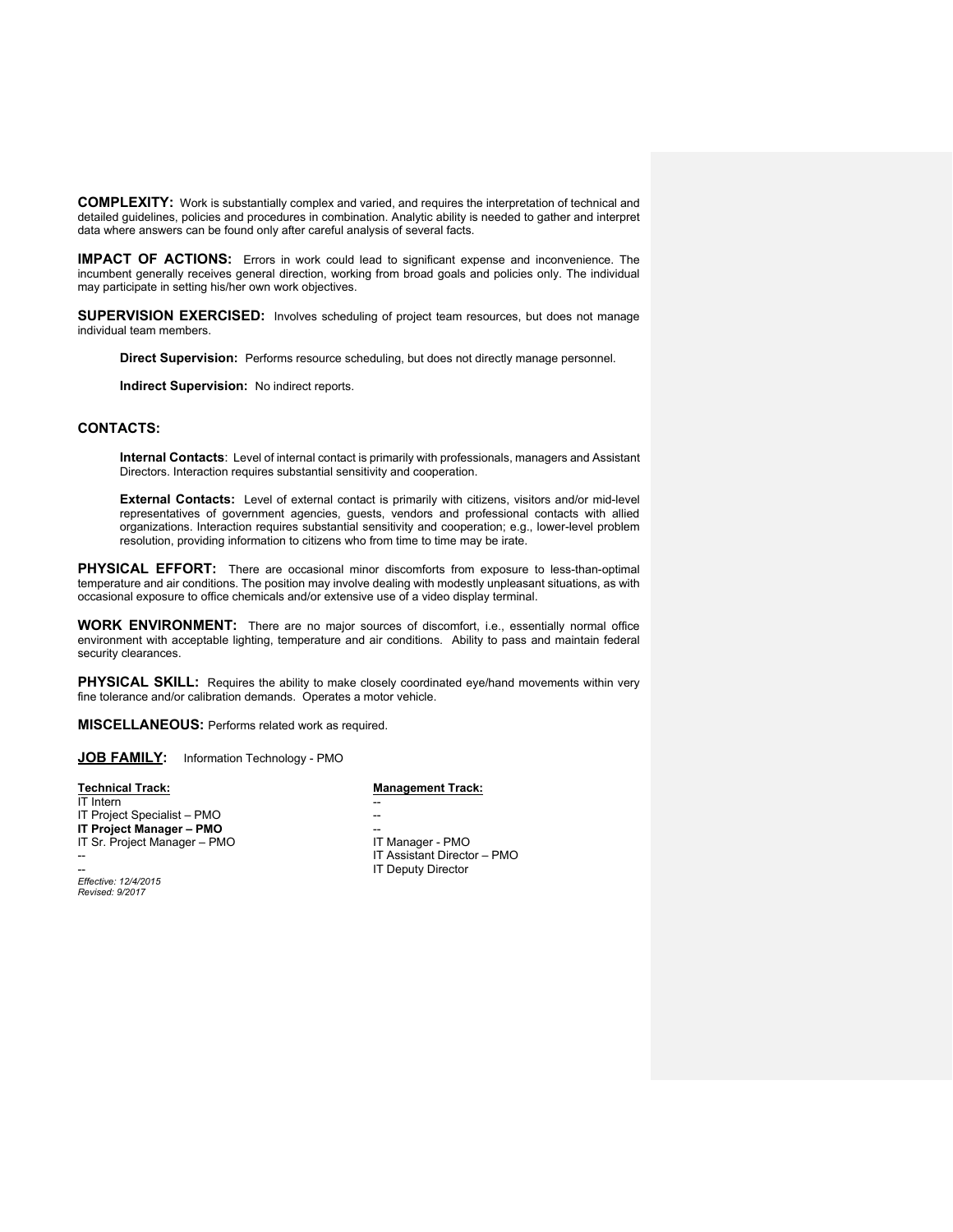**COMPLEXITY:** Work is substantially complex and varied, and requires the interpretation of technical and detailed guidelines, policies and procedures in combination. Analytic ability is needed to gather and interpret data where answers can be found only after careful analysis of several facts.

**IMPACT OF ACTIONS:** Errors in work could lead to significant expense and inconvenience. The incumbent generally receives general direction, working from broad goals and policies only. The individual may participate in setting his/her own work objectives.

**SUPERVISION EXERCISED:** Involves scheduling of project team resources, but does not manage individual team members.

> **Direct Supervision:** Performs resource scheduling, but does not directly manage personnel.
>
> **Indirect Supervision:** No indirect reports.

**CONTACTS:**

> **Internal Contacts**: Level of internal contact is primarily with professionals, managers and Assistant Directors. Interaction requires substantial sensitivity and cooperation.
>
> **External Contacts:** Level of external contact is primarily with citizens, visitors and/or mid-level representatives of government agencies, guests, vendors and professional contacts with allied organizations. Interaction requires substantial sensitivity and cooperation; e.g., lower-level problem resolution, providing information to citizens who from time to time may be irate.

**PHYSICAL EFFORT:** There are occasional minor discomforts from exposure to less-than-optimal temperature and air conditions. The position may involve dealing with modestly unpleasant situations, as with occasional exposure to office chemicals and/or extensive use of a video display terminal.

**WORK ENVIRONMENT:** There are no major sources of discomfort, i.e., essentially normal office environment with acceptable lighting, temperature and air conditions. Ability to pass and maintain federal security clearances.

**PHYSICAL SKILL:** Requires the ability to make closely coordinated eye/hand movements within very fine tolerance and/or calibration demands. Operates a motor vehicle.

**MISCELLANEOUS:** Performs related work as required.

**JOB FAMILY:** Information Technology - PMO

| Technical Track: | Management Track: |
|---|---|
| IT Intern | -- |
| IT Project Specialist – PMO | -- |
| **IT Project Manager – PMO** | -- |
| IT Sr. Project Manager – PMO | IT Manager - PMO |
| -- | IT Assistant Director – PMO |
| -- | IT Deputy Director |

*Effective: 12/4/2015*
*Revised: 9/2017*